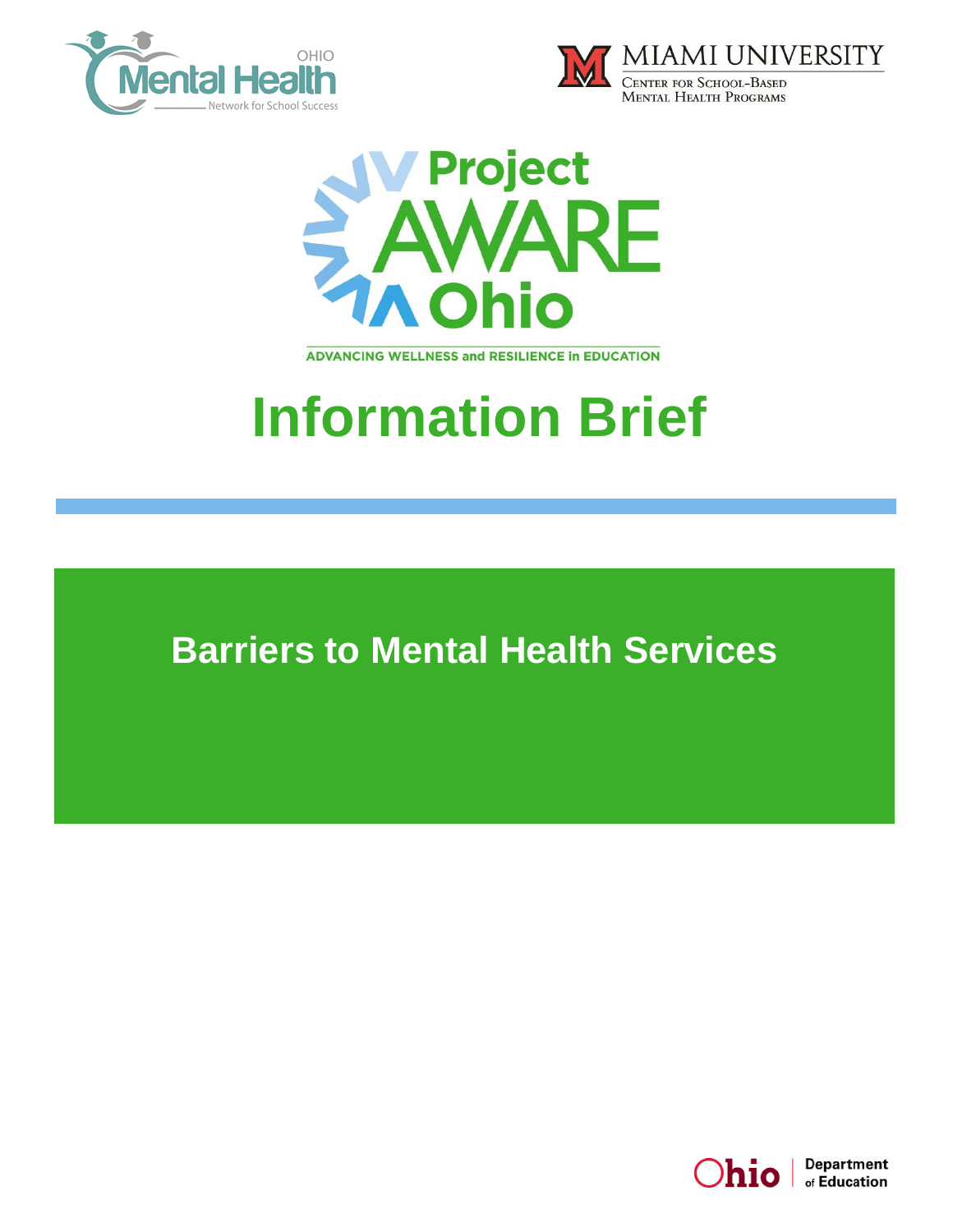OHIO Mental Health Network for School Success

MIAMI UNIVERSITY
Center for School-Based Mental Health Programs

Project AWARE Ohio

ADVANCING WELLNESS and RESILIENCE in EDUCATION

# Information Brief

## Barriers to Mental Health Services

Ohio Department of Education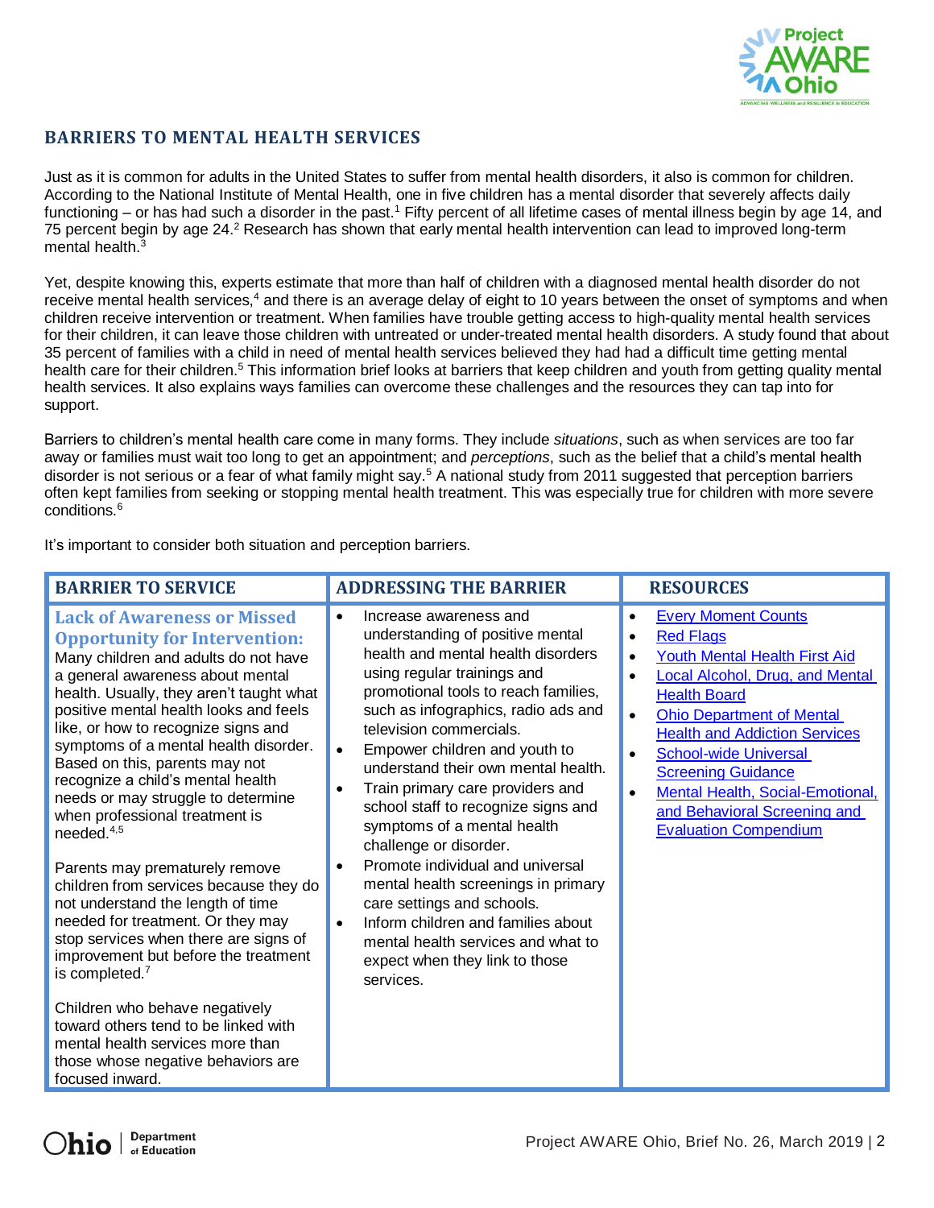## BARRIERS TO MENTAL HEALTH SERVICES

Just as it is common for adults in the United States to suffer from mental health disorders, it also is common for children. According to the National Institute of Mental Health, one in five children has a mental disorder that severely affects daily functioning – or has had such a disorder in the past.[1] Fifty percent of all lifetime cases of mental illness begin by age 14, and 75 percent begin by age 24.[2] Research has shown that early mental health intervention can lead to improved long-term mental health.[3]

Yet, despite knowing this, experts estimate that more than half of children with a diagnosed mental health disorder do not receive mental health services,[4] and there is an average delay of eight to 10 years between the onset of symptoms and when children receive intervention or treatment. When families have trouble getting access to high-quality mental health services for their children, it can leave those children with untreated or under-treated mental health disorders. A study found that about 35 percent of families with a child in need of mental health services believed they had had a difficult time getting mental health care for their children.[5] This information brief looks at barriers that keep children and youth from getting quality mental health services. It also explains ways families can overcome these challenges and the resources they can tap into for support.

Barriers to children's mental health care come in many forms. They include *situations*, such as when services are too far away or families must wait too long to get an appointment; and *perceptions*, such as the belief that a child's mental health disorder is not serious or a fear of what family might say.[5] A national study from 2011 suggested that perception barriers often kept families from seeking or stopping mental health treatment. This was especially true for children with more severe conditions.[6]

It's important to consider both situation and perception barriers.

| BARRIER TO SERVICE | ADDRESSING THE BARRIER | RESOURCES |
| --- | --- | --- |
| **Lack of Awareness or Missed Opportunity for Intervention:** Many children and adults do not have a general awareness about mental health. Usually, they aren't taught what positive mental health looks and feels like, or how to recognize signs and symptoms of a mental health disorder. Based on this, parents may not recognize a child's mental health needs or may struggle to determine when professional treatment is needed.[4,5]<br><br>Parents may prematurely remove children from services because they do not understand the length of time needed for treatment. Or they may stop services when there are signs of improvement but before the treatment is completed.[7]<br><br>Children who behave negatively toward others tend to be linked with mental health services more than those whose negative behaviors are focused inward. | • Increase awareness and understanding of positive mental health and mental health disorders using regular trainings and promotional tools to reach families, such as infographics, radio ads and television commercials.<br>• Empower children and youth to understand their own mental health.<br>• Train primary care providers and school staff to recognize signs and symptoms of a mental health challenge or disorder.<br>• Promote individual and universal mental health screenings in primary care settings and schools.<br>• Inform children and families about mental health services and what to expect when they link to those services. | • Every Moment Counts<br>• Red Flags<br>• Youth Mental Health First Aid<br>• Local Alcohol, Drug, and Mental Health Board<br>• Ohio Department of Mental Health and Addiction Services<br>• School-wide Universal Screening Guidance<br>• Mental Health, Social-Emotional, and Behavioral Screening and Evaluation Compendium |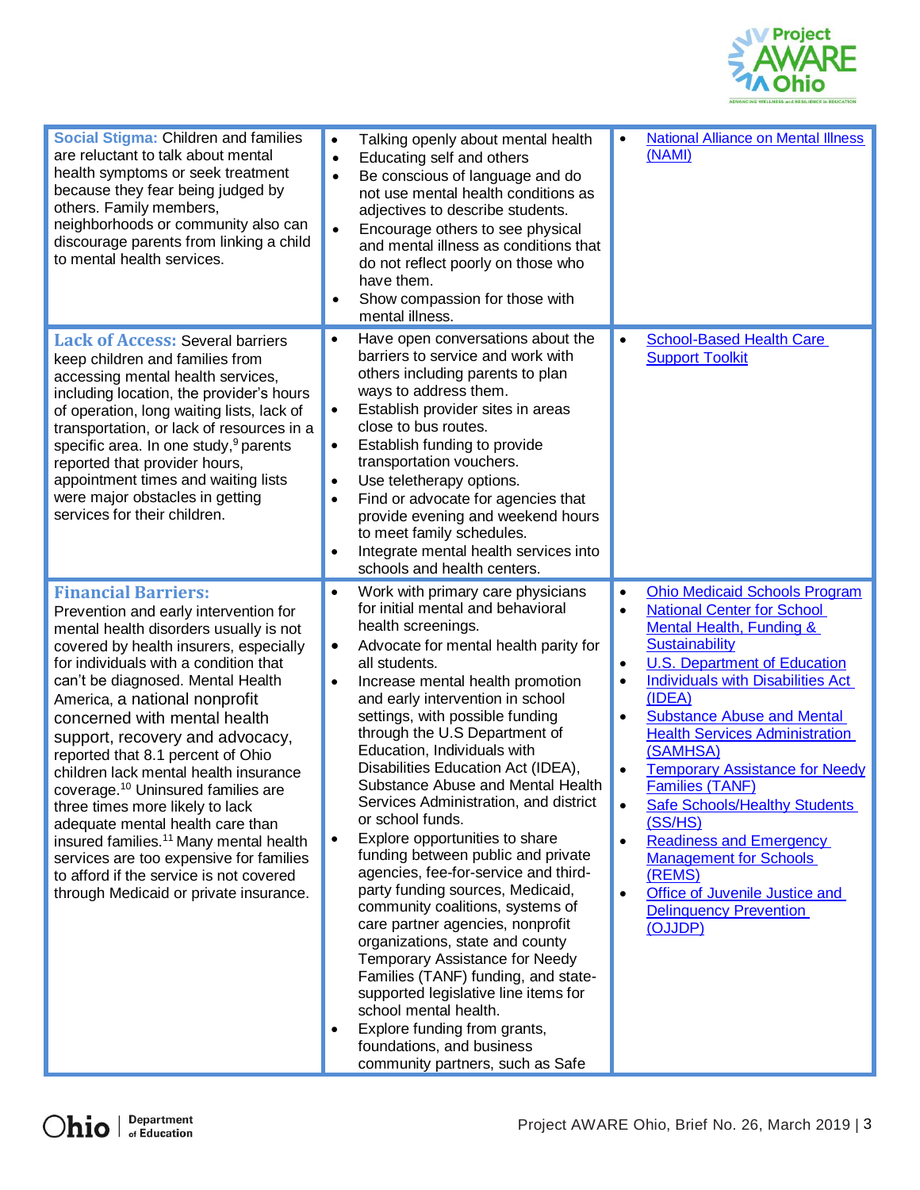| | | |
|---|---|---|
| **Social Stigma:** Children and families are reluctant to talk about mental health symptoms or seek treatment because they fear being judged by others. Family members, neighborhoods or community also can discourage parents from linking a child to mental health services. | • Talking openly about mental health<br>• Educating self and others<br>• Be conscious of language and do not use mental health conditions as adjectives to describe students.<br>• Encourage others to see physical and mental illness as conditions that do not reflect poorly on those who have them.<br>• Show compassion for those with mental illness. | • National Alliance on Mental Illness (NAMI) |
| **Lack of Access:** Several barriers keep children and families from accessing mental health services, including location, the provider's hours of operation, long waiting lists, lack of transportation, or lack of resources in a specific area. In one study,[9] parents reported that provider hours, appointment times and waiting lists were major obstacles in getting services for their children. | • Have open conversations about the barriers to service and work with others including parents to plan ways to address them.<br>• Establish provider sites in areas close to bus routes.<br>• Establish funding to provide transportation vouchers.<br>• Use teletherapy options.<br>• Find or advocate for agencies that provide evening and weekend hours to meet family schedules.<br>• Integrate mental health services into schools and health centers. | • School-Based Health Care Support Toolkit |
| **Financial Barriers:** Prevention and early intervention for mental health disorders usually is not covered by health insurers, especially for individuals with a condition that can't be diagnosed. Mental Health America, a national nonprofit concerned with mental health support, recovery and advocacy, reported that 8.1 percent of Ohio children lack mental health insurance coverage.[10] Uninsured families are three times more likely to lack adequate mental health care than insured families.[11] Many mental health services are too expensive for families to afford if the service is not covered through Medicaid or private insurance. | • Work with primary care physicians for initial mental and behavioral health screenings.<br>• Advocate for mental health parity for all students.<br>• Increase mental health promotion and early intervention in school settings, with possible funding through the U.S Department of Education, Individuals with Disabilities Education Act (IDEA), Substance Abuse and Mental Health Services Administration, and district or school funds.<br>• Explore opportunities to share funding between public and private agencies, fee-for-service and third-party funding sources, Medicaid, community coalitions, systems of care partner agencies, nonprofit organizations, state and county Temporary Assistance for Needy Families (TANF) funding, and state-supported legislative line items for school mental health.<br>• Explore funding from grants, foundations, and business community partners, such as Safe | • Ohio Medicaid Schools Program<br>• National Center for School Mental Health, Funding & Sustainability<br>• U.S. Department of Education<br>• Individuals with Disabilities Act (IDEA)<br>• Substance Abuse and Mental Health Services Administration (SAMHSA)<br>• Temporary Assistance for Needy Families (TANF)<br>• Safe Schools/Healthy Students (SS/HS)<br>• Readiness and Emergency Management for Schools (REMS)<br>• Office of Juvenile Justice and Delinquency Prevention (OJJDP) |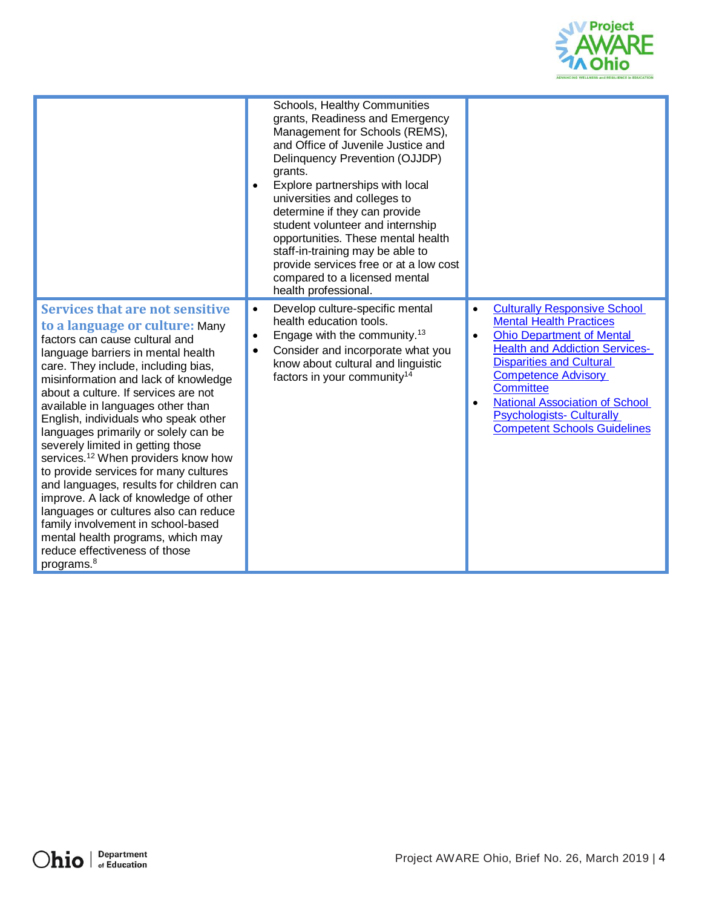| | | |
|---|---|---|
| | Schools, Healthy Communities grants, Readiness and Emergency Management for Schools (REMS), and Office of Juvenile Justice and Delinquency Prevention (OJJDP) grants.<br>• Explore partnerships with local universities and colleges to determine if they can provide student volunteer and internship opportunities. These mental health staff-in-training may be able to provide services free or at a low cost compared to a licensed mental health professional. | |
| **Services that are not sensitive to a language or culture:** Many factors can cause cultural and language barriers in mental health care. They include, including bias, misinformation and lack of knowledge about a culture. If services are not available in languages other than English, individuals who speak other languages primarily or solely can be severely limited in getting those services.[12] When providers know how to provide services for many cultures and languages, results for children can improve. A lack of knowledge of other languages or cultures also can reduce family involvement in school-based mental health programs, which may reduce effectiveness of those programs.[8] | • Develop culture-specific mental health education tools.<br>• Engage with the community.[13]<br>• Consider and incorporate what you know about cultural and linguistic factors in your community[14] | • Culturally Responsive School Mental Health Practices<br>• Ohio Department of Mental Health and Addiction Services- Disparities and Cultural Competence Advisory Committee<br>• National Association of School Psychologists- Culturally Competent Schools Guidelines |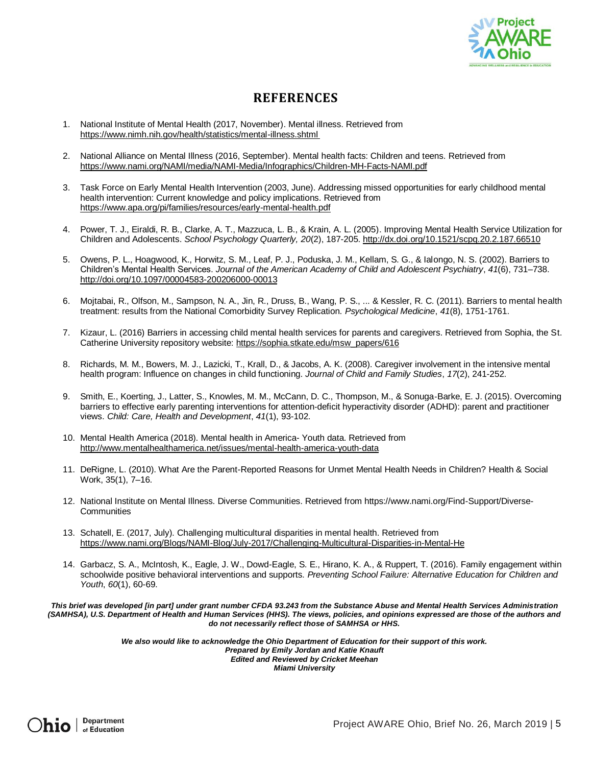# REFERENCES

1. National Institute of Mental Health (2017, November). Mental illness. Retrieved from https://www.nimh.nih.gov/health/statistics/mental-illness.shtml

2. National Alliance on Mental Illness (2016, September). Mental health facts: Children and teens. Retrieved from https://www.nami.org/NAMI/media/NAMI-Media/Infographics/Children-MH-Facts-NAMI.pdf

3. Task Force on Early Mental Health Intervention (2003, June). Addressing missed opportunities for early childhood mental health intervention: Current knowledge and policy implications. Retrieved from https://www.apa.org/pi/families/resources/early-mental-health.pdf

4. Power, T. J., Eiraldi, R. B., Clarke, A. T., Mazzuca, L. B., & Krain, A. L. (2005). Improving Mental Health Service Utilization for Children and Adolescents. *School Psychology Quarterly, 20*(2), 187-205. http://dx.doi.org/10.1521/scpq.20.2.187.66510

5. Owens, P. L., Hoagwood, K., Horwitz, S. M., Leaf, P. J., Poduska, J. M., Kellam, S. G., & Ialongo, N. S. (2002). Barriers to Children's Mental Health Services. *Journal of the American Academy of Child and Adolescent Psychiatry*, *41*(6), 731–738. http://doi.org/10.1097/00004583-200206000-00013

6. Mojtabai, R., Olfson, M., Sampson, N. A., Jin, R., Druss, B., Wang, P. S., ... & Kessler, R. C. (2011). Barriers to mental health treatment: results from the National Comorbidity Survey Replication. *Psychological Medicine*, *41*(8), 1751-1761.

7. Kizaur, L. (2016) Barriers in accessing child mental health services for parents and caregivers. Retrieved from Sophia, the St. Catherine University repository website: https://sophia.stkate.edu/msw_papers/616

8. Richards, M. M., Bowers, M. J., Lazicki, T., Krall, D., & Jacobs, A. K. (2008). Caregiver involvement in the intensive mental health program: Influence on changes in child functioning. *Journal of Child and Family Studies*, *17*(2), 241-252.

9. Smith, E., Koerting, J., Latter, S., Knowles, M. M., McCann, D. C., Thompson, M., & Sonuga-Barke, E. J. (2015). Overcoming barriers to effective early parenting interventions for attention-deficit hyperactivity disorder (ADHD): parent and practitioner views. *Child: Care, Health and Development*, *41*(1), 93-102.

10. Mental Health America (2018). Mental health in America- Youth data. Retrieved from http://www.mentalhealthamerica.net/issues/mental-health-america-youth-data

11. DeRigne, L. (2010). What Are the Parent-Reported Reasons for Unmet Mental Health Needs in Children? Health & Social Work, 35(1), 7–16.

12. National Institute on Mental Illness. Diverse Communities. Retrieved from https://www.nami.org/Find-Support/Diverse-Communities

13. Schatell, E. (2017, July). Challenging multicultural disparities in mental health. Retrieved from https://www.nami.org/Blogs/NAMI-Blog/July-2017/Challenging-Multicultural-Disparities-in-Mental-He

14. Garbacz, S. A., McIntosh, K., Eagle, J. W., Dowd-Eagle, S. E., Hirano, K. A., & Ruppert, T. (2016). Family engagement within schoolwide positive behavioral interventions and supports. *Preventing School Failure: Alternative Education for Children and Youth*, *60*(1), 60-69.

***This brief was developed [in part] under grant number CFDA 93.243 from the Substance Abuse and Mental Health Services Administration (SAMHSA), U.S. Department of Health and Human Services (HHS). The views, policies, and opinions expressed are those of the authors and do not necessarily reflect those of SAMHSA or HHS.***

***We also would like to acknowledge the Ohio Department of Education for their support of this work.***
***Prepared by Emily Jordan and Katie Knauft***
***Edited and Reviewed by Cricket Meehan***
***Miami University***